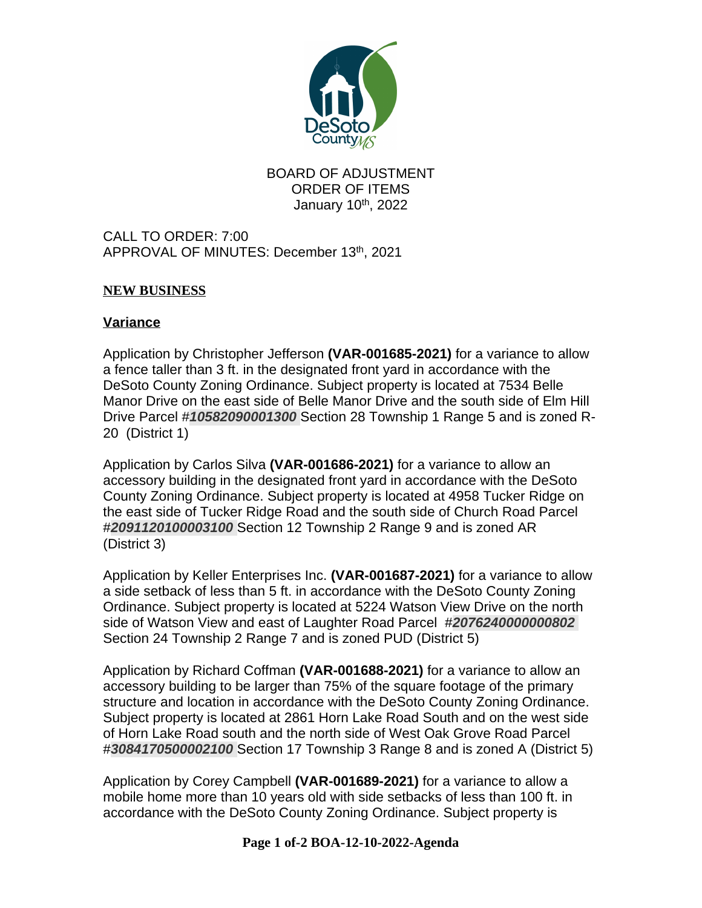BOARD OF ADJUSTMENT
ORDER OF ITEMS
January 10th, 2022

CALL TO ORDER: 7:00
APPROVAL OF MINUTES: December 13th, 2021

## NEW BUSINESS

### Variance

Application by Christopher Jefferson **(VAR-001685-2021)** for a variance to allow a fence taller than 3 ft. in the designated front yard in accordance with the DeSoto County Zoning Ordinance. Subject property is located at 7534 Belle Manor Drive on the east side of Belle Manor Drive and the south side of Elm Hill Drive Parcel #***10582090001300*** Section 28 Township 1 Range 5 and is zoned R-20 (District 1)

Application by Carlos Silva **(VAR-001686-2021)** for a variance to allow an accessory building in the designated front yard in accordance with the DeSoto County Zoning Ordinance. Subject property is located at 4958 Tucker Ridge on the east side of Tucker Ridge Road and the south side of Church Road Parcel #***2091120100003100*** Section 12 Township 2 Range 9 and is zoned AR (District 3)

Application by Keller Enterprises Inc. **(VAR-001687-2021)** for a variance to allow a side setback of less than 5 ft. in accordance with the DeSoto County Zoning Ordinance. Subject property is located at 5224 Watson View Drive on the north side of Watson View and east of Laughter Road Parcel #***2076240000000802*** Section 24 Township 2 Range 7 and is zoned PUD (District 5)

Application by Richard Coffman **(VAR-001688-2021)** for a variance to allow an accessory building to be larger than 75% of the square footage of the primary structure and location in accordance with the DeSoto County Zoning Ordinance. Subject property is located at 2861 Horn Lake Road South and on the west side of Horn Lake Road south and the north side of West Oak Grove Road Parcel #***3084170500002100*** Section 17 Township 3 Range 8 and is zoned A (District 5)

Application by Corey Campbell **(VAR-001689-2021)** for a variance to allow a mobile home more than 10 years old with side setbacks of less than 100 ft. in accordance with the DeSoto County Zoning Ordinance. Subject property is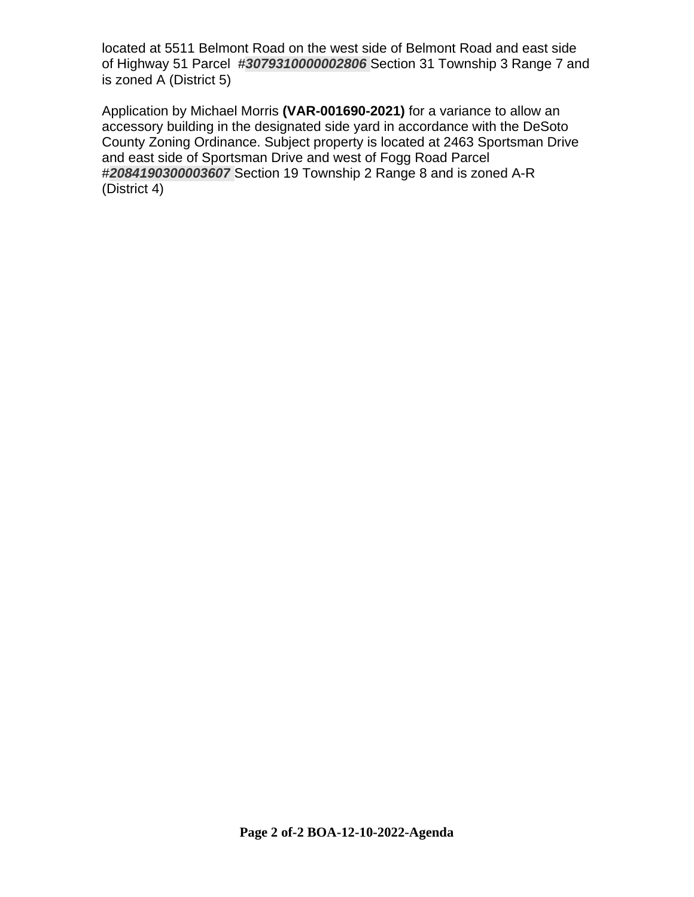located at 5511 Belmont Road on the west side of Belmont Road and east side of Highway 51 Parcel #***3079310000002806*** Section 31 Township 3 Range 7 and is zoned A (District 5)

Application by Michael Morris **(VAR-001690-2021)** for a variance to allow an accessory building in the designated side yard in accordance with the DeSoto County Zoning Ordinance. Subject property is located at 2463 Sportsman Drive and east side of Sportsman Drive and west of Fogg Road Parcel #***2084190300003607*** Section 19 Township 2 Range 8 and is zoned A-R (District 4)